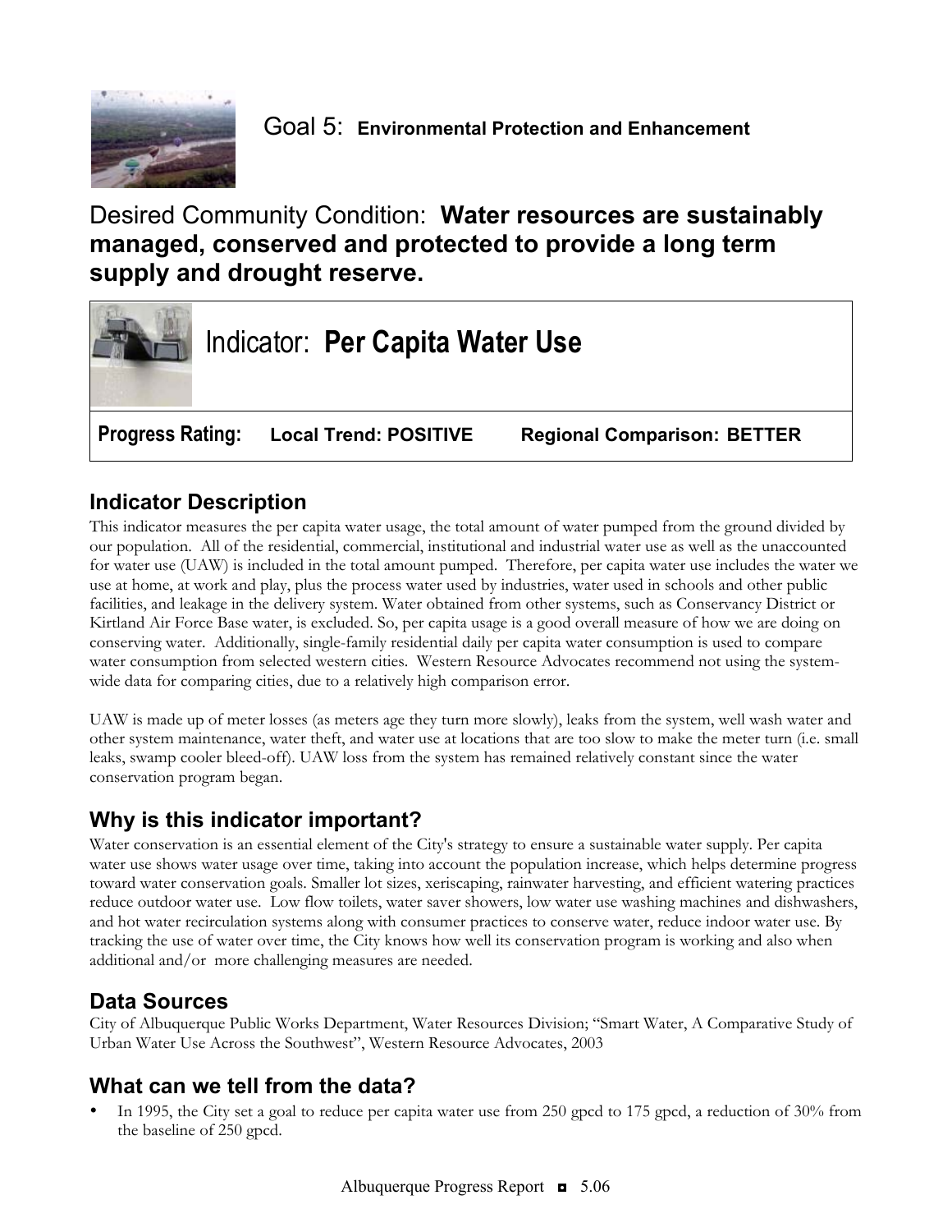# Goal 5: **Environmental Protection and Enhancement**

## Desired Community Condition: **Water resources are sustainably managed, conserved and protected to provide a long term supply and drought reserve.**

| Indicator: **Per Capita Water Use** | | |
|---|---|---|
| **Progress Rating:** | **Local Trend: POSITIVE** | **Regional Comparison: BETTER** |

## Indicator Description

This indicator measures the per capita water usage, the total amount of water pumped from the ground divided by our population. All of the residential, commercial, institutional and industrial water use as well as the unaccounted for water use (UAW) is included in the total amount pumped. Therefore, per capita water use includes the water we use at home, at work and play, plus the process water used by industries, water used in schools and other public facilities, and leakage in the delivery system. Water obtained from other systems, such as Conservancy District or Kirtland Air Force Base water, is excluded. So, per capita usage is a good overall measure of how we are doing on conserving water. Additionally, single-family residential daily per capita water consumption is used to compare water consumption from selected western cities. Western Resource Advocates recommend not using the system-wide data for comparing cities, due to a relatively high comparison error.

UAW is made up of meter losses (as meters age they turn more slowly), leaks from the system, well wash water and other system maintenance, water theft, and water use at locations that are too slow to make the meter turn (i.e. small leaks, swamp cooler bleed-off). UAW loss from the system has remained relatively constant since the water conservation program began.

## Why is this indicator important?

Water conservation is an essential element of the City's strategy to ensure a sustainable water supply. Per capita water use shows water usage over time, taking into account the population increase, which helps determine progress toward water conservation goals. Smaller lot sizes, xeriscaping, rainwater harvesting, and efficient watering practices reduce outdoor water use. Low flow toilets, water saver showers, low water use washing machines and dishwashers, and hot water recirculation systems along with consumer practices to conserve water, reduce indoor water use. By tracking the use of water over time, the City knows how well its conservation program is working and also when additional and/or more challenging measures are needed.

## Data Sources

City of Albuquerque Public Works Department, Water Resources Division; "Smart Water, A Comparative Study of Urban Water Use Across the Southwest", Western Resource Advocates, 2003

## What can we tell from the data?

- In 1995, the City set a goal to reduce per capita water use from 250 gpcd to 175 gpcd, a reduction of 30% from the baseline of 250 gpcd.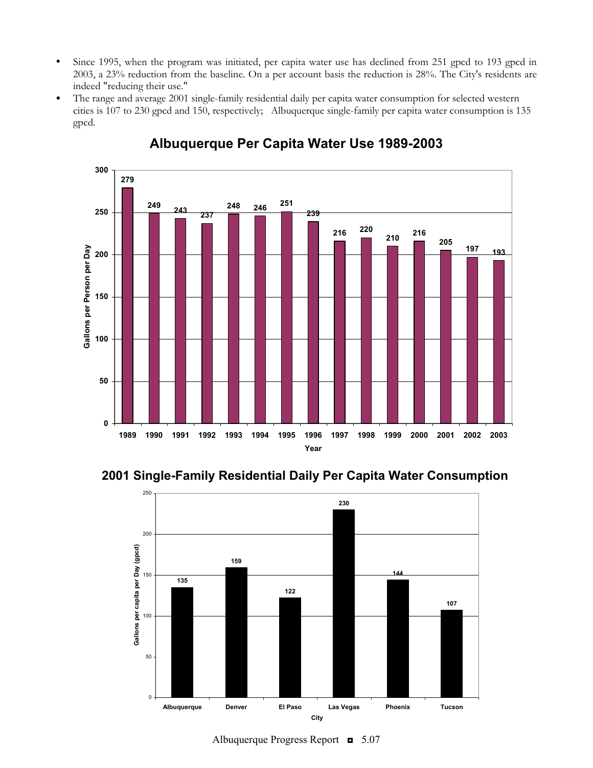- Since 1995, when the program was initiated, per capita water use has declined from 251 gpcd to 193 gpcd in 2003, a 23% reduction from the baseline. On a per account basis the reduction is 28%. The City's residents are indeed "reducing their use."
- The range and average 2001 single-family residential daily per capita water consumption for selected western cities is 107 to 230 gpcd and 150, respectively; Albuquerque single-family per capita water consumption is 135 gpcd.

## Albuquerque Per Capita Water Use 1989-2003

Gallons per Person per Day

0
50
100
150
200
250
300

1989 1990 1991 1992 1993 1994 1995 1996 1997 1998 1999 2000 2001 2002 2003

279 249 243 237 248 246 251 239 216 220 210 216 205 197 193

Year

## 2001 Single-Family Residential Daily Per Capita Water Consumption

Gallons per capita per Day (gpcd)

0
50
100
150
200
250

Albuquerque Denver El Paso Las Vegas Phoenix Tucson

135 159 122 230 144 107

City